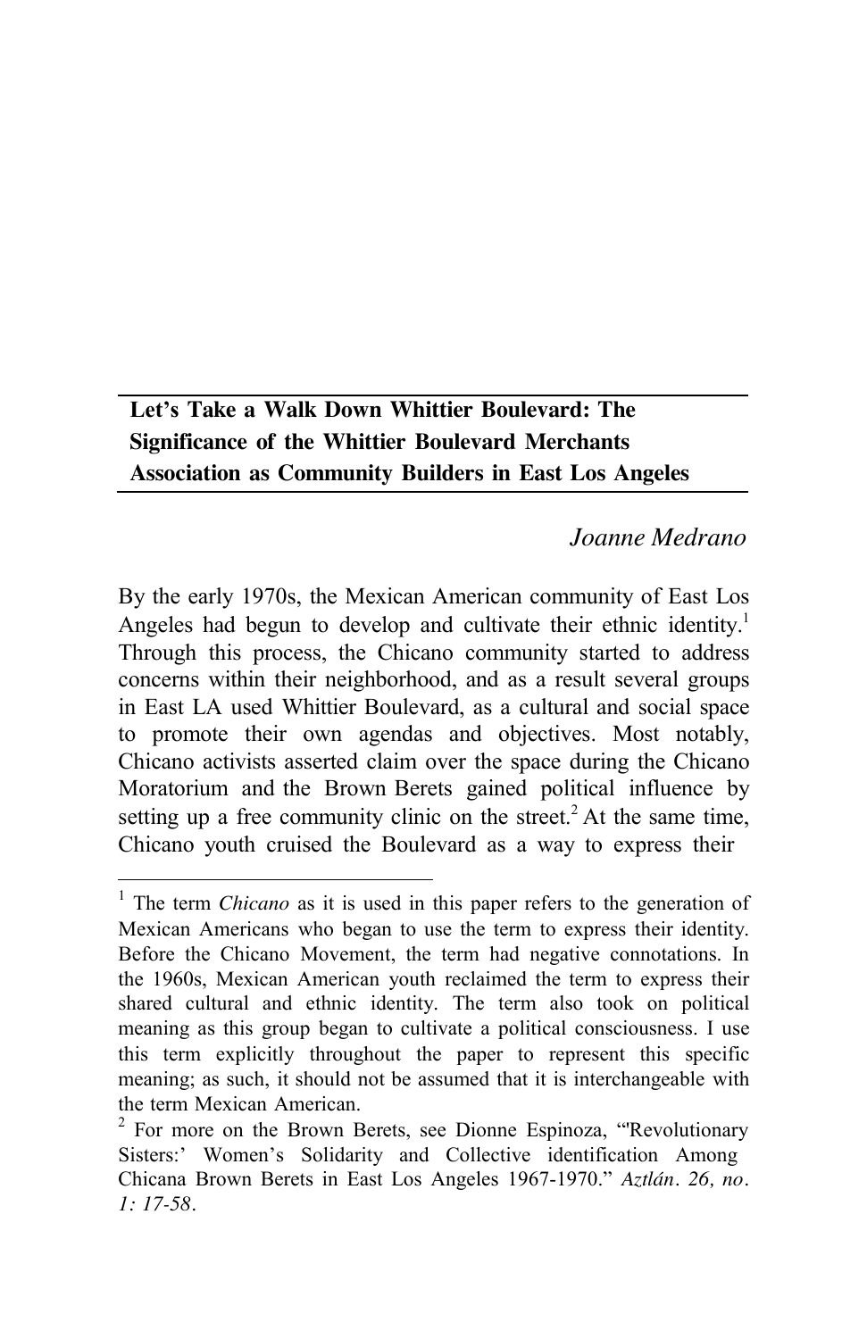# Let's Take a Walk Down Whittier Boulevard: The Significance of the Whittier Boulevard Merchants Association as Community Builders in East Los Angeles

*Joanne Medrano*

By the early 1970s, the Mexican American community of East Los Angeles had begun to develop and cultivate their ethnic identity.[1] Through this process, the Chicano community started to address concerns within their neighborhood, and as a result several groups in East LA used Whittier Boulevard, as a cultural and social space to promote their own agendas and objectives. Most notably, Chicano activists asserted claim over the space during the Chicano Moratorium and the Brown Berets gained political influence by setting up a free community clinic on the street.[2] At the same time, Chicano youth cruised the Boulevard as a way to express their

---

[1] The term *Chicano* as it is used in this paper refers to the generation of Mexican Americans who began to use the term to express their identity. Before the Chicano Movement, the term had negative connotations. In the 1960s, Mexican American youth reclaimed the term to express their shared cultural and ethnic identity. The term also took on political meaning as this group began to cultivate a political consciousness. I use this term explicitly throughout the paper to represent this specific meaning; as such, it should not be assumed that it is interchangeable with the term Mexican American.

[2] For more on the Brown Berets, see Dionne Espinoza, "'Revolutionary Sisters:' Women's Solidarity and Collective identification Among Chicana Brown Berets in East Los Angeles 1967-1970." *Aztlán. 26, no. 1: 17-58*.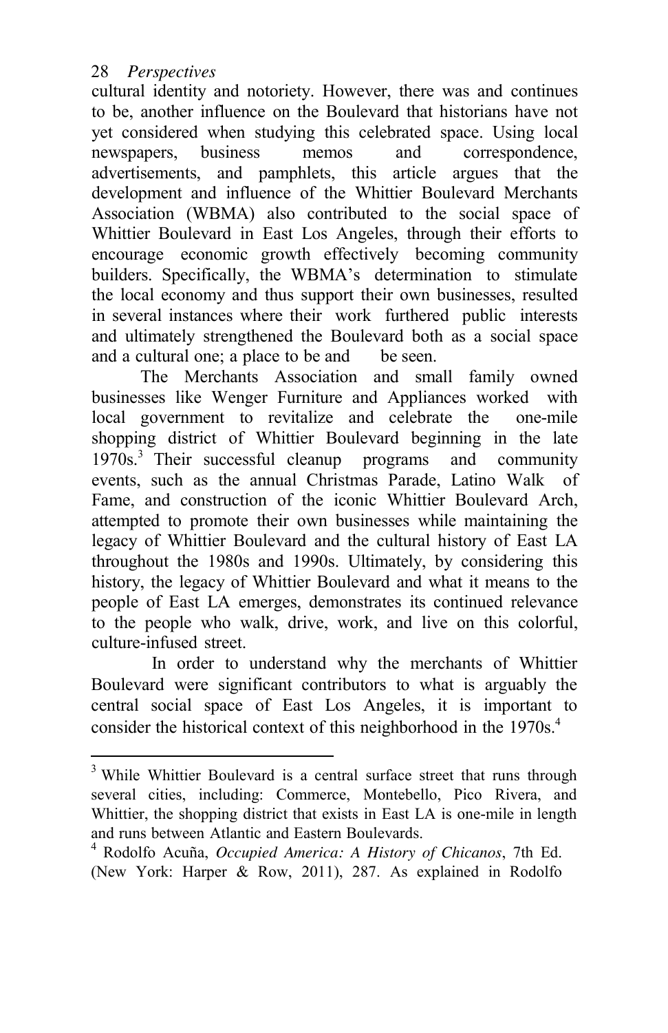cultural identity and notoriety. However, there was and continues to be, another influence on the Boulevard that historians have not yet considered when studying this celebrated space. Using local newspapers, business memos and correspondence, advertisements, and pamphlets, this article argues that the development and influence of the Whittier Boulevard Merchants Association (WBMA) also contributed to the social space of Whittier Boulevard in East Los Angeles, through their efforts to encourage economic growth effectively becoming community builders. Specifically, the WBMA's determination to stimulate the local economy and thus support their own businesses, resulted in several instances where their work furthered public interests and ultimately strengthened the Boulevard both as a social space and a cultural one; a place to be and be seen.

The Merchants Association and small family owned businesses like Wenger Furniture and Appliances worked with local government to revitalize and celebrate the one-mile shopping district of Whittier Boulevard beginning in the late 1970s.[3] Their successful cleanup programs and community events, such as the annual Christmas Parade, Latino Walk of Fame, and construction of the iconic Whittier Boulevard Arch, attempted to promote their own businesses while maintaining the legacy of Whittier Boulevard and the cultural history of East LA throughout the 1980s and 1990s. Ultimately, by considering this history, the legacy of Whittier Boulevard and what it means to the people of East LA emerges, demonstrates its continued relevance to the people who walk, drive, work, and live on this colorful, culture-infused street.

In order to understand why the merchants of Whittier Boulevard were significant contributors to what is arguably the central social space of East Los Angeles, it is important to consider the historical context of this neighborhood in the 1970s.[4]

---

[3] While Whittier Boulevard is a central surface street that runs through several cities, including: Commerce, Montebello, Pico Rivera, and Whittier, the shopping district that exists in East LA is one-mile in length and runs between Atlantic and Eastern Boulevards.

[4] Rodolfo Acuña, *Occupied America: A History of Chicanos*, 7th Ed. (New York: Harper & Row, 2011), 287. As explained in Rodolfo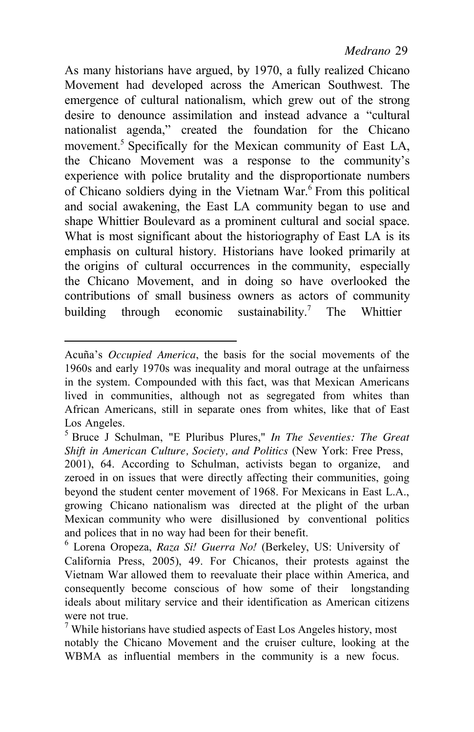As many historians have argued, by 1970, a fully realized Chicano Movement had developed across the American Southwest. The emergence of cultural nationalism, which grew out of the strong desire to denounce assimilation and instead advance a "cultural nationalist agenda," created the foundation for the Chicano movement.[5] Specifically for the Mexican community of East LA, the Chicano Movement was a response to the community's experience with police brutality and the disproportionate numbers of Chicano soldiers dying in the Vietnam War.[6] From this political and social awakening, the East LA community began to use and shape Whittier Boulevard as a prominent cultural and social space. What is most significant about the historiography of East LA is its emphasis on cultural history. Historians have looked primarily at the origins of cultural occurrences in the community, especially the Chicano Movement, and in doing so have overlooked the contributions of small business owners as actors of community building through economic sustainability.[7] The Whittier

---

Acuña's *Occupied America*, the basis for the social movements of the 1960s and early 1970s was inequality and moral outrage at the unfairness in the system. Compounded with this fact, was that Mexican Americans lived in communities, although not as segregated from whites than African Americans, still in separate ones from whites, like that of East Los Angeles.

[5] Bruce J Schulman, "E Pluribus Plures," *In The Seventies: The Great Shift in American Culture, Society, and Politics* (New York: Free Press, 2001), 64. According to Schulman, activists began to organize, and zeroed in on issues that were directly affecting their communities, going beyond the student center movement of 1968. For Mexicans in East L.A., growing Chicano nationalism was directed at the plight of the urban Mexican community who were disillusioned by conventional politics and polices that in no way had been for their benefit.

[6] Lorena Oropeza, *Raza Si! Guerra No!* (Berkeley, US: University of California Press, 2005), 49. For Chicanos, their protests against the Vietnam War allowed them to reevaluate their place within America, and consequently become conscious of how some of their longstanding ideals about military service and their identification as American citizens were not true.

[7] While historians have studied aspects of East Los Angeles history, most notably the Chicano Movement and the cruiser culture, looking at the WBMA as influential members in the community is a new focus.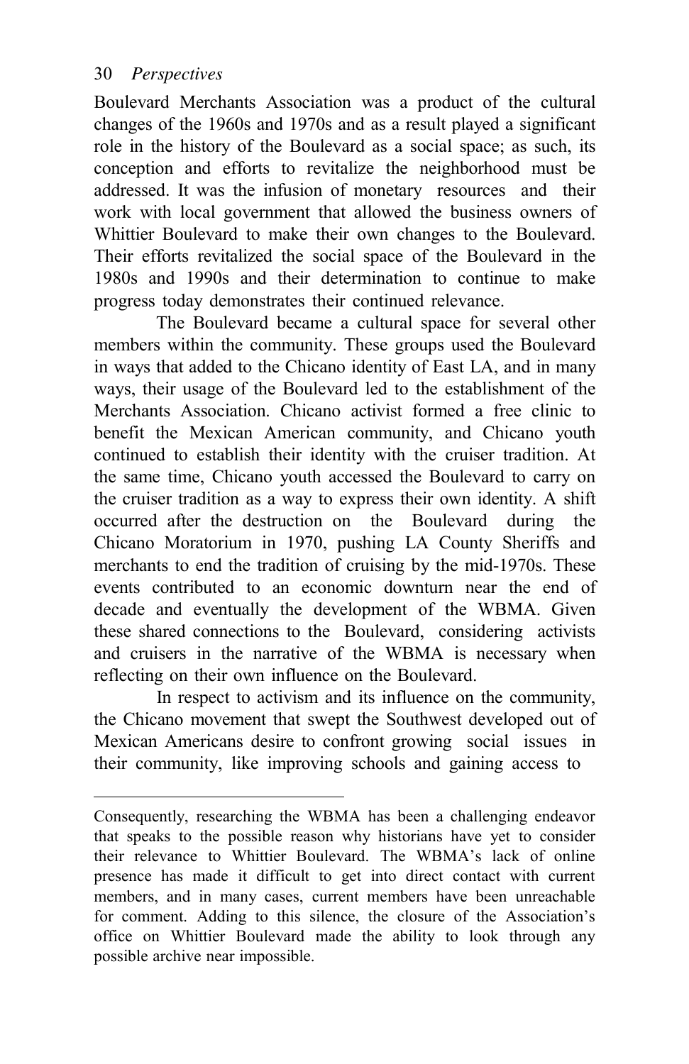Boulevard Merchants Association was a product of the cultural changes of the 1960s and 1970s and as a result played a significant role in the history of the Boulevard as a social space; as such, its conception and efforts to revitalize the neighborhood must be addressed. It was the infusion of monetary resources and their work with local government that allowed the business owners of Whittier Boulevard to make their own changes to the Boulevard. Their efforts revitalized the social space of the Boulevard in the 1980s and 1990s and their determination to continue to make progress today demonstrates their continued relevance.

The Boulevard became a cultural space for several other members within the community. These groups used the Boulevard in ways that added to the Chicano identity of East LA, and in many ways, their usage of the Boulevard led to the establishment of the Merchants Association. Chicano activist formed a free clinic to benefit the Mexican American community, and Chicano youth continued to establish their identity with the cruiser tradition. At the same time, Chicano youth accessed the Boulevard to carry on the cruiser tradition as a way to express their own identity. A shift occurred after the destruction on the Boulevard during the Chicano Moratorium in 1970, pushing LA County Sheriffs and merchants to end the tradition of cruising by the mid-1970s. These events contributed to an economic downturn near the end of decade and eventually the development of the WBMA. Given these shared connections to the Boulevard, considering activists and cruisers in the narrative of the WBMA is necessary when reflecting on their own influence on the Boulevard.

In respect to activism and its influence on the community, the Chicano movement that swept the Southwest developed out of Mexican Americans desire to confront growing social issues in their community, like improving schools and gaining access to

---

Consequently, researching the WBMA has been a challenging endeavor that speaks to the possible reason why historians have yet to consider their relevance to Whittier Boulevard. The WBMA's lack of online presence has made it difficult to get into direct contact with current members, and in many cases, current members have been unreachable for comment. Adding to this silence, the closure of the Association's office on Whittier Boulevard made the ability to look through any possible archive near impossible.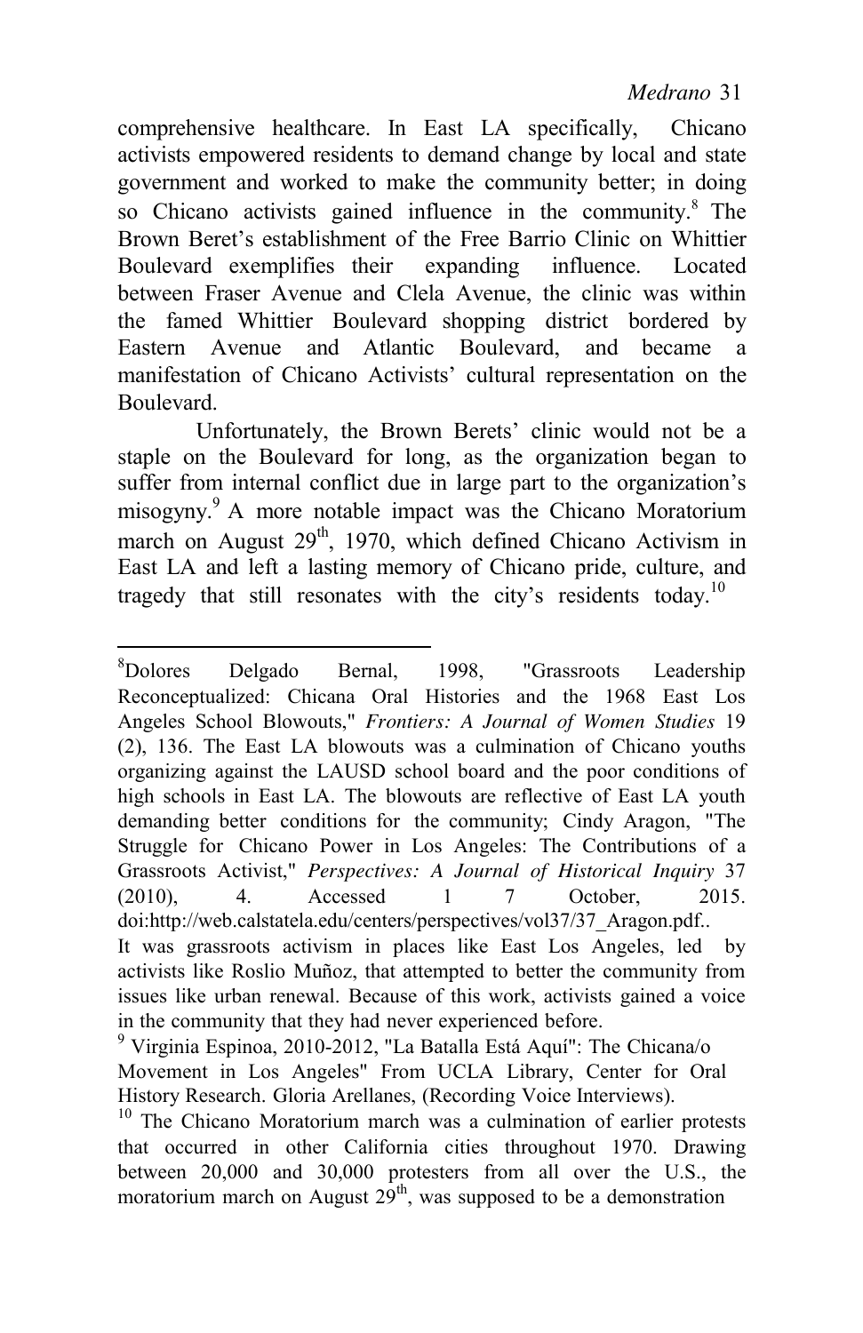comprehensive healthcare. In East LA specifically, Chicano activists empowered residents to demand change by local and state government and worked to make the community better; in doing so Chicano activists gained influence in the community.[8] The Brown Beret's establishment of the Free Barrio Clinic on Whittier Boulevard exemplifies their expanding influence. Located between Fraser Avenue and Clela Avenue, the clinic was within the famed Whittier Boulevard shopping district bordered by Eastern Avenue and Atlantic Boulevard, and became a manifestation of Chicano Activists' cultural representation on the Boulevard.

Unfortunately, the Brown Berets' clinic would not be a staple on the Boulevard for long, as the organization began to suffer from internal conflict due in large part to the organization's misogyny.[9] A more notable impact was the Chicano Moratorium march on August 29th, 1970, which defined Chicano Activism in East LA and left a lasting memory of Chicano pride, culture, and tragedy that still resonates with the city's residents today.[10]

---

[8] Dolores Delgado Bernal, 1998, "Grassroots Leadership Reconceptualized: Chicana Oral Histories and the 1968 East Los Angeles School Blowouts," *Frontiers: A Journal of Women Studies* 19 (2), 136. The East LA blowouts was a culmination of Chicano youths organizing against the LAUSD school board and the poor conditions of high schools in East LA. The blowouts are reflective of East LA youth demanding better conditions for the community; Cindy Aragon, "The Struggle for Chicano Power in Los Angeles: The Contributions of a Grassroots Activist," *Perspectives: A Journal of Historical Inquiry* 37 (2010), 4. Accessed 1 7 October, 2015. doi:http://web.calstatela.edu/centers/perspectives/vol37/37_Aragon.pdf.. It was grassroots activism in places like East Los Angeles, led by activists like Roslio Muñoz, that attempted to better the community from issues like urban renewal. Because of this work, activists gained a voice in the community that they had never experienced before.

[9] Virginia Espinoa, 2010-2012, "La Batalla Está Aquí": The Chicana/o Movement in Los Angeles" From UCLA Library, Center for Oral History Research. Gloria Arellanes, (Recording Voice Interviews).

[10] The Chicano Moratorium march was a culmination of earlier protests that occurred in other California cities throughout 1970. Drawing between 20,000 and 30,000 protesters from all over the U.S., the moratorium march on August 29th, was supposed to be a demonstration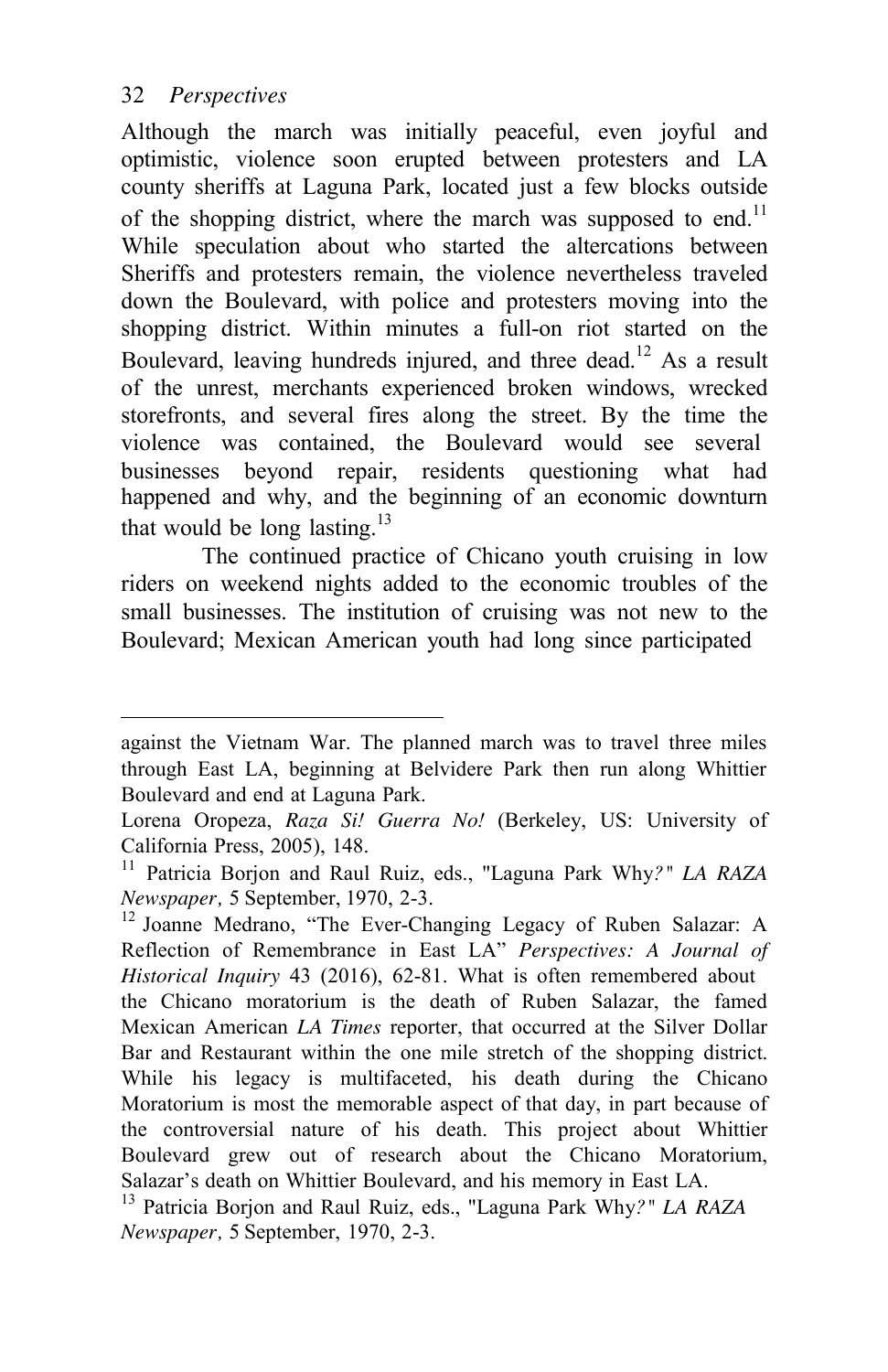Although the march was initially peaceful, even joyful and optimistic, violence soon erupted between protesters and LA county sheriffs at Laguna Park, located just a few blocks outside of the shopping district, where the march was supposed to end.[11] While speculation about who started the altercations between Sheriffs and protesters remain, the violence nevertheless traveled down the Boulevard, with police and protesters moving into the shopping district. Within minutes a full-on riot started on the Boulevard, leaving hundreds injured, and three dead.[12] As a result of the unrest, merchants experienced broken windows, wrecked storefronts, and several fires along the street. By the time the violence was contained, the Boulevard would see several businesses beyond repair, residents questioning what had happened and why, and the beginning of an economic downturn that would be long lasting.[13]

The continued practice of Chicano youth cruising in low riders on weekend nights added to the economic troubles of the small businesses. The institution of cruising was not new to the Boulevard; Mexican American youth had long since participated

---

against the Vietnam War. The planned march was to travel three miles through East LA, beginning at Belvidere Park then run along Whittier Boulevard and end at Laguna Park.

Lorena Oropeza, *Raza Si! Guerra No!* (Berkeley, US: University of California Press, 2005), 148.

[11] Patricia Borjon and Raul Ruiz, eds., "Laguna Park Why*?"* *LA RAZA Newspaper,* 5 September, 1970, 2-3.

[12] Joanne Medrano, "The Ever-Changing Legacy of Ruben Salazar: A Reflection of Remembrance in East LA" *Perspectives: A Journal of Historical Inquiry* 43 (2016), 62-81. What is often remembered about the Chicano moratorium is the death of Ruben Salazar, the famed Mexican American *LA Times* reporter, that occurred at the Silver Dollar Bar and Restaurant within the one mile stretch of the shopping district. While his legacy is multifaceted, his death during the Chicano Moratorium is most the memorable aspect of that day, in part because of the controversial nature of his death. This project about Whittier Boulevard grew out of research about the Chicano Moratorium, Salazar's death on Whittier Boulevard, and his memory in East LA.

[13] Patricia Borjon and Raul Ruiz, eds., "Laguna Park Why*?"* *LA RAZA Newspaper,* 5 September, 1970, 2-3.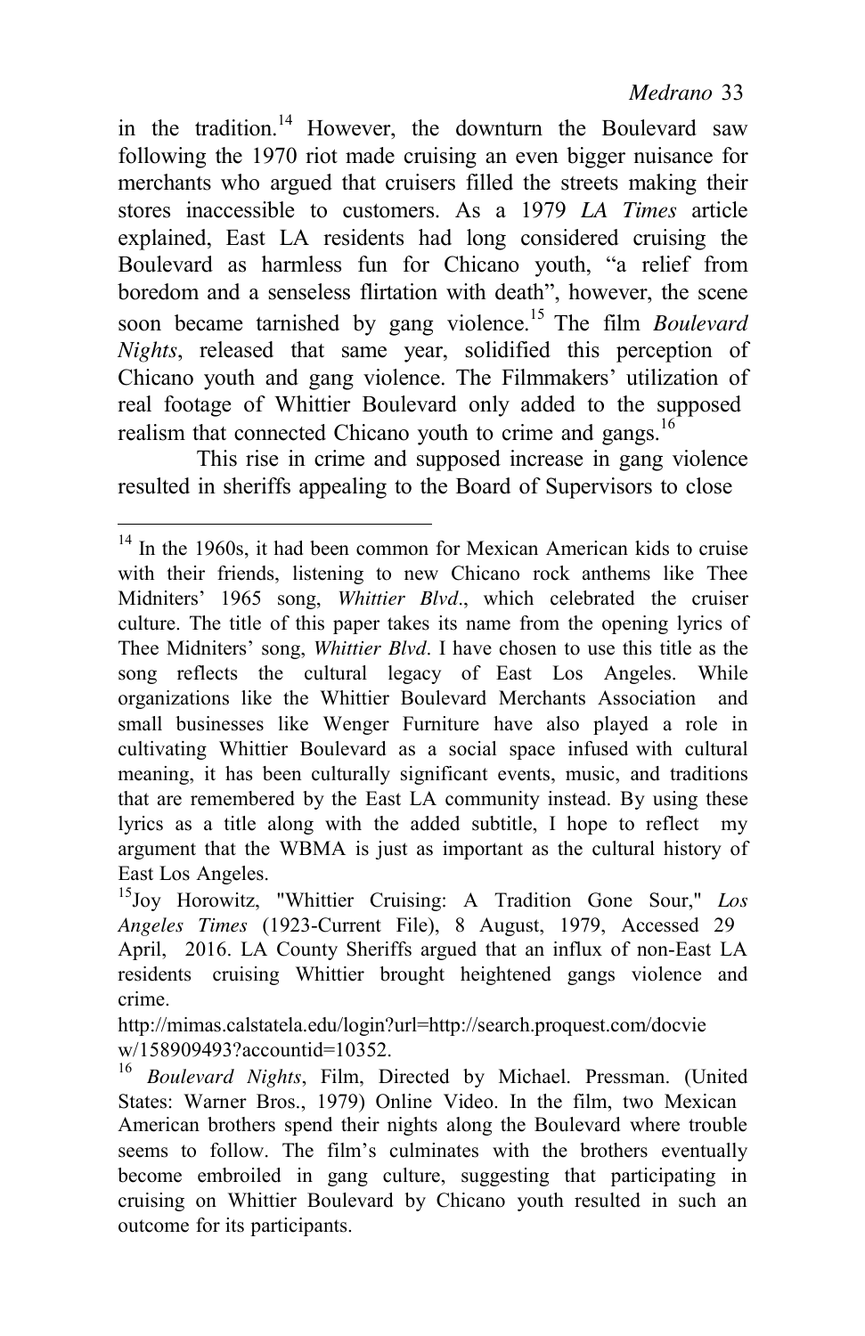in the tradition.[14] However, the downturn the Boulevard saw following the 1970 riot made cruising an even bigger nuisance for merchants who argued that cruisers filled the streets making their stores inaccessible to customers. As a 1979 *LA Times* article explained, East LA residents had long considered cruising the Boulevard as harmless fun for Chicano youth, "a relief from boredom and a senseless flirtation with death", however, the scene soon became tarnished by gang violence.[15] The film *Boulevard Nights*, released that same year, solidified this perception of Chicano youth and gang violence. The Filmmakers' utilization of real footage of Whittier Boulevard only added to the supposed realism that connected Chicano youth to crime and gangs.[16]

This rise in crime and supposed increase in gang violence resulted in sheriffs appealing to the Board of Supervisors to close

---

[14] In the 1960s, it had been common for Mexican American kids to cruise with their friends, listening to new Chicano rock anthems like Thee Midniters' 1965 song, *Whittier Blvd*., which celebrated the cruiser culture. The title of this paper takes its name from the opening lyrics of Thee Midniters' song, *Whittier Blvd*. I have chosen to use this title as the song reflects the cultural legacy of East Los Angeles. While organizations like the Whittier Boulevard Merchants Association and small businesses like Wenger Furniture have also played a role in cultivating Whittier Boulevard as a social space infused with cultural meaning, it has been culturally significant events, music, and traditions that are remembered by the East LA community instead. By using these lyrics as a title along with the added subtitle, I hope to reflect my argument that the WBMA is just as important as the cultural history of East Los Angeles.

[15] Joy Horowitz, "Whittier Cruising: A Tradition Gone Sour," *Los Angeles Times* (1923-Current File), 8 August, 1979, Accessed 29 April, 2016. LA County Sheriffs argued that an influx of non-East LA residents cruising Whittier brought heightened gangs violence and crime.
http://mimas.calstatela.edu/login?url=http://search.proquest.com/docview/158909493?accountid=10352.

[16] *Boulevard Nights*, Film, Directed by Michael. Pressman. (United States: Warner Bros., 1979) Online Video. In the film, two Mexican American brothers spend their nights along the Boulevard where trouble seems to follow. The film's culminates with the brothers eventually become embroiled in gang culture, suggesting that participating in cruising on Whittier Boulevard by Chicano youth resulted in such an outcome for its participants.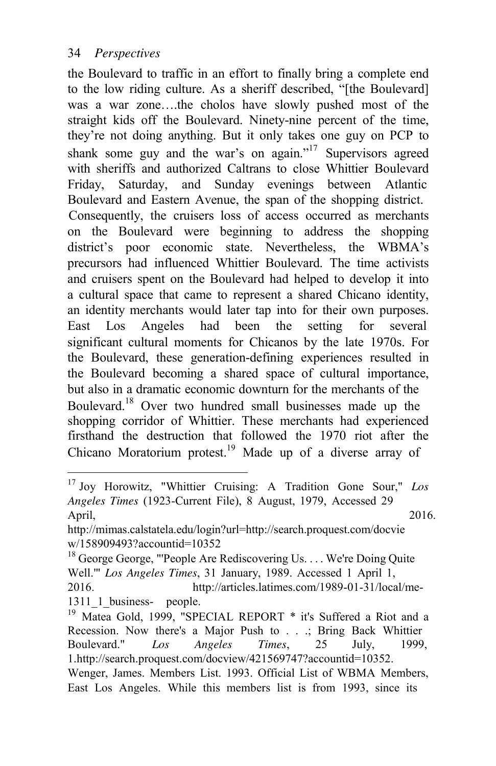the Boulevard to traffic in an effort to finally bring a complete end to the low riding culture. As a sheriff described, "[the Boulevard] was a war zone….the cholos have slowly pushed most of the straight kids off the Boulevard. Ninety-nine percent of the time, they're not doing anything. But it only takes one guy on PCP to shank some guy and the war's on again."[17] Supervisors agreed with sheriffs and authorized Caltrans to close Whittier Boulevard Friday, Saturday, and Sunday evenings between Atlantic Boulevard and Eastern Avenue, the span of the shopping district.

Consequently, the cruisers loss of access occurred as merchants on the Boulevard were beginning to address the shopping district's poor economic state. Nevertheless, the WBMA's precursors had influenced Whittier Boulevard. The time activists and cruisers spent on the Boulevard had helped to develop it into a cultural space that came to represent a shared Chicano identity, an identity merchants would later tap into for their own purposes. East Los Angeles had been the setting for several significant cultural moments for Chicanos by the late 1970s. For the Boulevard, these generation-defining experiences resulted in the Boulevard becoming a shared space of cultural importance, but also in a dramatic economic downturn for the merchants of the Boulevard.[18] Over two hundred small businesses made up the shopping corridor of Whittier. These merchants had experienced firsthand the destruction that followed the 1970 riot after the Chicano Moratorium protest.[19] Made up of a diverse array of

---

[17] Joy Horowitz, "Whittier Cruising: A Tradition Gone Sour," *Los Angeles Times* (1923-Current File), 8 August, 1979, Accessed 29 April, 2016. http://mimas.calstatela.edu/login?url=http://search.proquest.com/docview/158909493?accountid=10352

[18] George George, "'People Are Rediscovering Us. . . . We're Doing Quite Well.'" *Los Angeles Times*, 31 January, 1989. Accessed 1 April 1, 2016. http://articles.latimes.com/1989-01-31/local/me-1311_1_business- people.

[19] Matea Gold, 1999, "SPECIAL REPORT * it's Suffered a Riot and a Recession. Now there's a Major Push to . . .; Bring Back Whittier Boulevard." *Los Angeles Times*, 25 July, 1999, 1.http://search.proquest.com/docview/421569747?accountid=10352. Wenger, James. Members List. 1993. Official List of WBMA Members, East Los Angeles. While this members list is from 1993, since its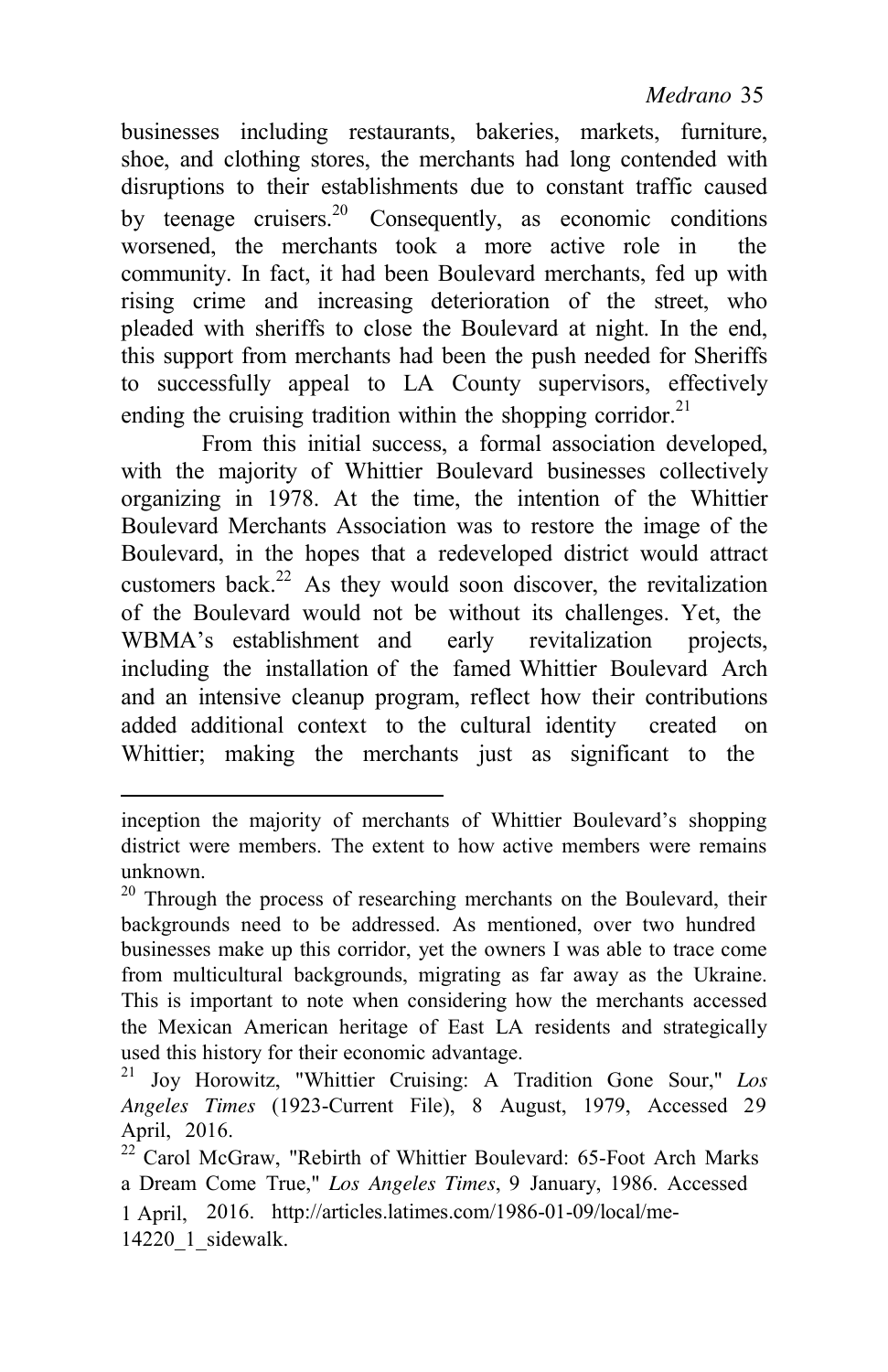businesses including restaurants, bakeries, markets, furniture, shoe, and clothing stores, the merchants had long contended with disruptions to their establishments due to constant traffic caused by teenage cruisers.[20] Consequently, as economic conditions worsened, the merchants took a more active role in the community. In fact, it had been Boulevard merchants, fed up with rising crime and increasing deterioration of the street, who pleaded with sheriffs to close the Boulevard at night. In the end, this support from merchants had been the push needed for Sheriffs to successfully appeal to LA County supervisors, effectively ending the cruising tradition within the shopping corridor.[21]

From this initial success, a formal association developed, with the majority of Whittier Boulevard businesses collectively organizing in 1978. At the time, the intention of the Whittier Boulevard Merchants Association was to restore the image of the Boulevard, in the hopes that a redeveloped district would attract customers back.[22] As they would soon discover, the revitalization of the Boulevard would not be without its challenges. Yet, the WBMA's establishment and early revitalization projects, including the installation of the famed Whittier Boulevard Arch and an intensive cleanup program, reflect how their contributions added additional context to the cultural identity created on Whittier; making the merchants just as significant to the

---

inception the majority of merchants of Whittier Boulevard's shopping district were members. The extent to how active members were remains unknown.

[20] Through the process of researching merchants on the Boulevard, their backgrounds need to be addressed. As mentioned, over two hundred businesses make up this corridor, yet the owners I was able to trace come from multicultural backgrounds, migrating as far away as the Ukraine. This is important to note when considering how the merchants accessed the Mexican American heritage of East LA residents and strategically used this history for their economic advantage.

[21] Joy Horowitz, "Whittier Cruising: A Tradition Gone Sour," *Los Angeles Times* (1923-Current File), 8 August, 1979, Accessed 29 April, 2016.

[22] Carol McGraw, "Rebirth of Whittier Boulevard: 65-Foot Arch Marks a Dream Come True," *Los Angeles Times*, 9 January, 1986. Accessed 1 April, 2016. http://articles.latimes.com/1986-01-09/local/me-14220_1_sidewalk.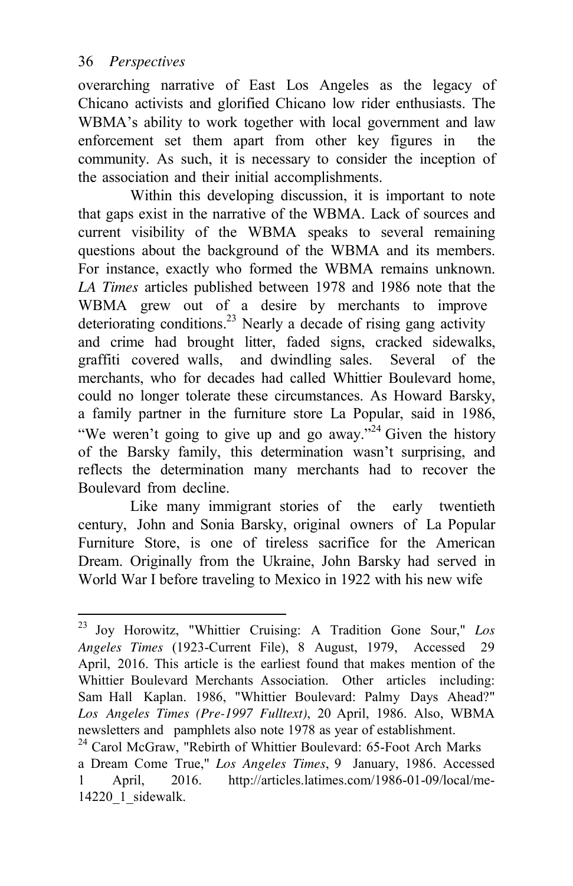overarching narrative of East Los Angeles as the legacy of Chicano activists and glorified Chicano low rider enthusiasts. The WBMA's ability to work together with local government and law enforcement set them apart from other key figures in the community. As such, it is necessary to consider the inception of the association and their initial accomplishments.

Within this developing discussion, it is important to note that gaps exist in the narrative of the WBMA. Lack of sources and current visibility of the WBMA speaks to several remaining questions about the background of the WBMA and its members. For instance, exactly who formed the WBMA remains unknown. *LA Times* articles published between 1978 and 1986 note that the WBMA grew out of a desire by merchants to improve deteriorating conditions.[23] Nearly a decade of rising gang activity and crime had brought litter, faded signs, cracked sidewalks, graffiti covered walls, and dwindling sales. Several of the merchants, who for decades had called Whittier Boulevard home, could no longer tolerate these circumstances. As Howard Barsky, a family partner in the furniture store La Popular, said in 1986, "We weren't going to give up and go away."[24] Given the history of the Barsky family, this determination wasn't surprising, and reflects the determination many merchants had to recover the Boulevard from decline.

Like many immigrant stories of the early twentieth century, John and Sonia Barsky, original owners of La Popular Furniture Store, is one of tireless sacrifice for the American Dream. Originally from the Ukraine, John Barsky had served in World War I before traveling to Mexico in 1922 with his new wife

---

[23] Joy Horowitz, "Whittier Cruising: A Tradition Gone Sour," *Los Angeles Times* (1923-Current File), 8 August, 1979, Accessed 29 April, 2016. This article is the earliest found that makes mention of the Whittier Boulevard Merchants Association. Other articles including: Sam Hall Kaplan. 1986, "Whittier Boulevard: Palmy Days Ahead?" *Los Angeles Times (Pre-1997 Fulltext)*, 20 April, 1986. Also, WBMA newsletters and pamphlets also note 1978 as year of establishment.

[24] Carol McGraw, "Rebirth of Whittier Boulevard: 65-Foot Arch Marks a Dream Come True," *Los Angeles Times*, 9 January, 1986. Accessed 1 April, 2016. http://articles.latimes.com/1986-01-09/local/me-14220_1_sidewalk.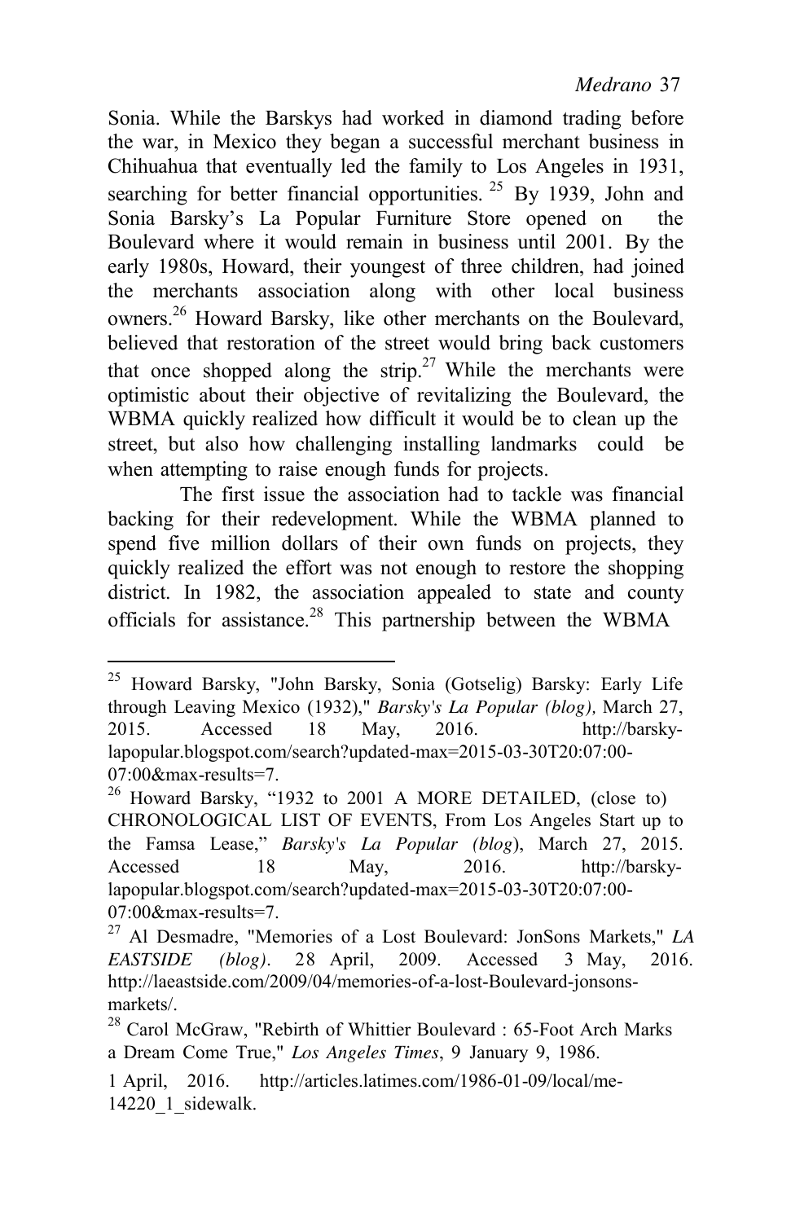Sonia. While the Barskys had worked in diamond trading before the war, in Mexico they began a successful merchant business in Chihuahua that eventually led the family to Los Angeles in 1931, searching for better financial opportunities.[25] By 1939, John and Sonia Barsky's La Popular Furniture Store opened on the Boulevard where it would remain in business until 2001. By the early 1980s, Howard, their youngest of three children, had joined the merchants association along with other local business owners.[26] Howard Barsky, like other merchants on the Boulevard, believed that restoration of the street would bring back customers that once shopped along the strip.[27] While the merchants were optimistic about their objective of revitalizing the Boulevard, the WBMA quickly realized how difficult it would be to clean up the street, but also how challenging installing landmarks could be when attempting to raise enough funds for projects.

The first issue the association had to tackle was financial backing for their redevelopment. While the WBMA planned to spend five million dollars of their own funds on projects, they quickly realized the effort was not enough to restore the shopping district. In 1982, the association appealed to state and county officials for assistance.[28] This partnership between the WBMA

---

[25] Howard Barsky, "John Barsky, Sonia (Gotselig) Barsky: Early Life through Leaving Mexico (1932)," *Barsky's La Popular (blog),* March 27, 2015. Accessed 18 May, 2016. http://barsky-lapopular.blogspot.com/search?updated-max=2015-03-30T20:07:00-07:00&max-results=7.

[26] Howard Barsky, "1932 to 2001 A MORE DETAILED, (close to) CHRONOLOGICAL LIST OF EVENTS, From Los Angeles Start up to the Famsa Lease," *Barsky's La Popular (blog*), March 27, 2015. Accessed 18 May, 2016. http://barsky-lapopular.blogspot.com/search?updated-max=2015-03-30T20:07:00-07:00&max-results=7.

[27] Al Desmadre, "Memories of a Lost Boulevard: JonSons Markets," *LA EASTSIDE (blog)*. 28 April, 2009. Accessed 3 May, 2016. http://laeastside.com/2009/04/memories-of-a-lost-Boulevard-jonsons-markets/.

[28] Carol McGraw, "Rebirth of Whittier Boulevard : 65-Foot Arch Marks a Dream Come True," *Los Angeles Times*, 9 January 9, 1986.

1 April, 2016. http://articles.latimes.com/1986-01-09/local/me-14220_1_sidewalk.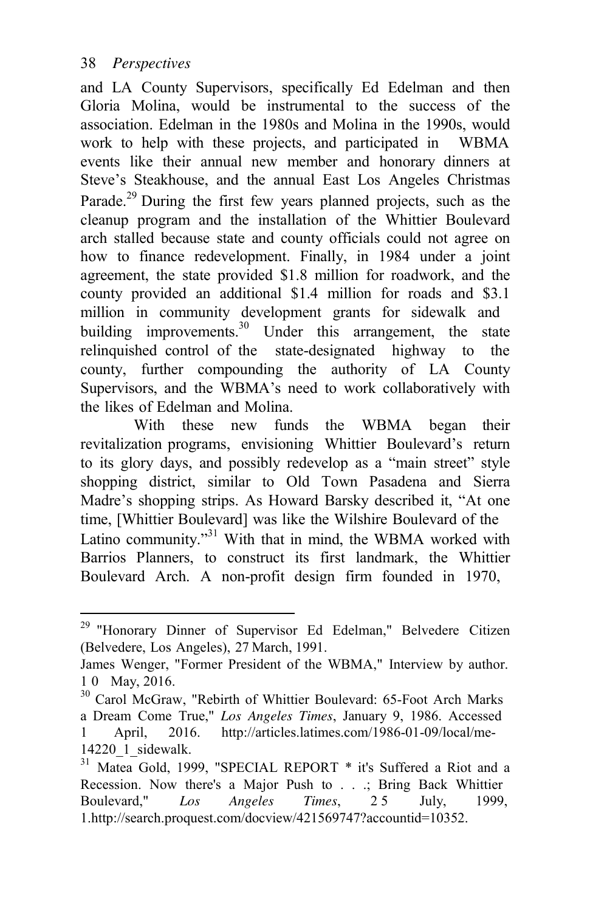and LA County Supervisors, specifically Ed Edelman and then Gloria Molina, would be instrumental to the success of the association. Edelman in the 1980s and Molina in the 1990s, would work to help with these projects, and participated in WBMA events like their annual new member and honorary dinners at Steve's Steakhouse, and the annual East Los Angeles Christmas Parade.[29] During the first few years planned projects, such as the cleanup program and the installation of the Whittier Boulevard arch stalled because state and county officials could not agree on how to finance redevelopment. Finally, in 1984 under a joint agreement, the state provided $1.8 million for roadwork, and the county provided an additional $1.4 million for roads and $3.1 million in community development grants for sidewalk and building improvements.[30] Under this arrangement, the state relinquished control of the state-designated highway to the county, further compounding the authority of LA County Supervisors, and the WBMA's need to work collaboratively with the likes of Edelman and Molina.

With these new funds the WBMA began their revitalization programs, envisioning Whittier Boulevard's return to its glory days, and possibly redevelop as a "main street" style shopping district, similar to Old Town Pasadena and Sierra Madre's shopping strips. As Howard Barsky described it, "At one time, [Whittier Boulevard] was like the Wilshire Boulevard of the Latino community."[31] With that in mind, the WBMA worked with Barrios Planners, to construct its first landmark, the Whittier Boulevard Arch. A non-profit design firm founded in 1970,

---

[29] "Honorary Dinner of Supervisor Ed Edelman," Belvedere Citizen (Belvedere, Los Angeles), 27 March, 1991.

James Wenger, "Former President of the WBMA," Interview by author. 10 May, 2016.

[30] Carol McGraw, "Rebirth of Whittier Boulevard: 65-Foot Arch Marks a Dream Come True," *Los Angeles Times*, January 9, 1986. Accessed 1 April, 2016. http://articles.latimes.com/1986-01-09/local/me-14220_1_sidewalk.

[31] Matea Gold, 1999, "SPECIAL REPORT * it's Suffered a Riot and a Recession. Now there's a Major Push to . . .; Bring Back Whittier Boulevard," *Los Angeles Times*, 25 July, 1999, 1.http://search.proquest.com/docview/421569747?accountid=10352.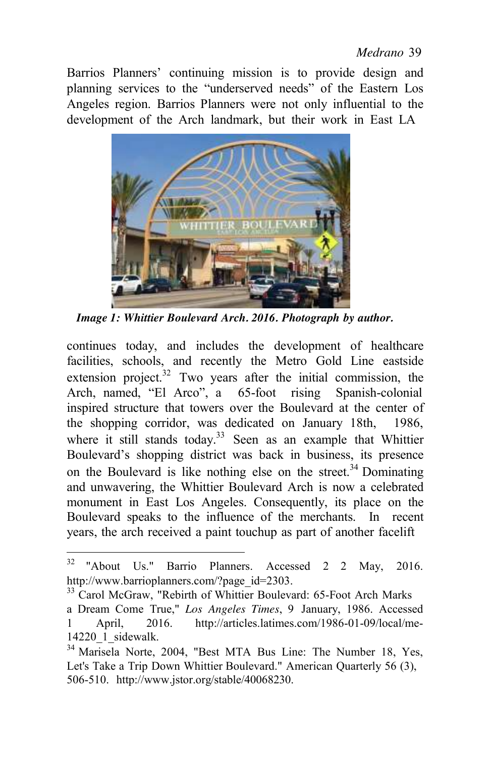Barrios Planners' continuing mission is to provide design and planning services to the "underserved needs" of the Eastern Los Angeles region. Barrios Planners were not only influential to the development of the Arch landmark, but their work in East LA

***Image 1: Whittier Boulevard Arch. 2016. Photograph by author.***

continues today, and includes the development of healthcare facilities, schools, and recently the Metro Gold Line eastside extension project.[32] Two years after the initial commission, the Arch, named, "El Arco", a 65-foot rising Spanish-colonial inspired structure that towers over the Boulevard at the center of the shopping corridor, was dedicated on January 18th, 1986, where it still stands today.[33] Seen as an example that Whittier Boulevard's shopping district was back in business, its presence on the Boulevard is like nothing else on the street.[34] Dominating and unwavering, the Whittier Boulevard Arch is now a celebrated monument in East Los Angeles. Consequently, its place on the Boulevard speaks to the influence of the merchants. In recent years, the arch received a paint touchup as part of another facelift

---

[32] "About Us." Barrio Planners. Accessed 2 2 May, 2016. http://www.barrioplanners.com/?page_id=2303.

[33] Carol McGraw, "Rebirth of Whittier Boulevard: 65-Foot Arch Marks a Dream Come True," *Los Angeles Times*, 9 January, 1986. Accessed 1 April, 2016. http://articles.latimes.com/1986-01-09/local/me-14220_1_sidewalk.

[34] Marisela Norte, 2004, "Best MTA Bus Line: The Number 18, Yes, Let's Take a Trip Down Whittier Boulevard." American Quarterly 56 (3), 506-510. http://www.jstor.org/stable/40068230.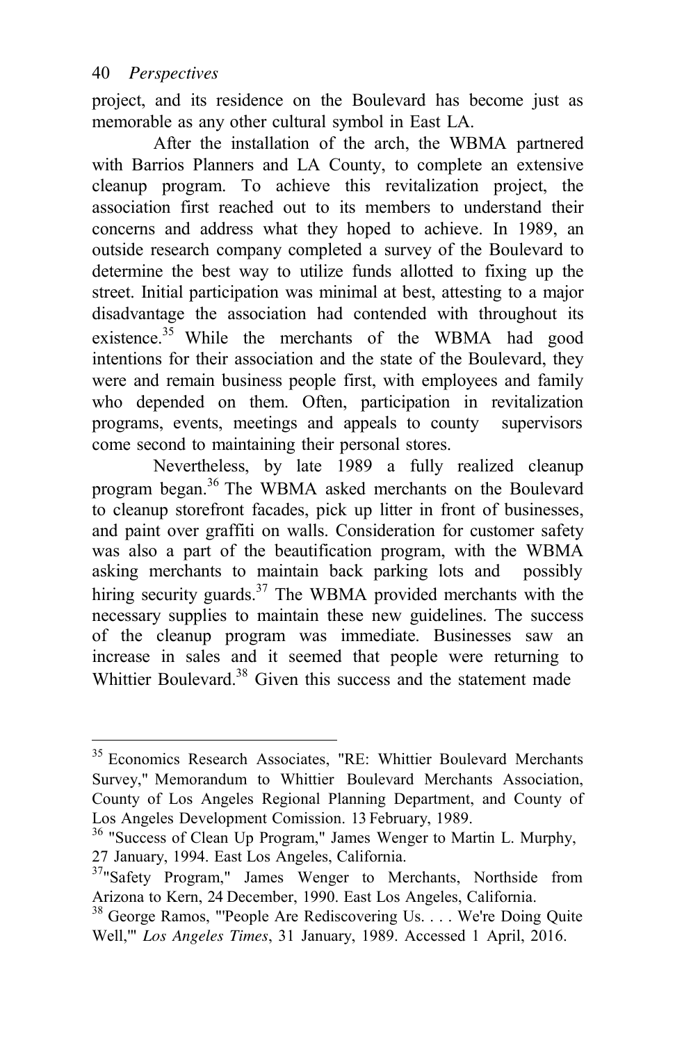project, and its residence on the Boulevard has become just as memorable as any other cultural symbol in East LA.

After the installation of the arch, the WBMA partnered with Barrios Planners and LA County, to complete an extensive cleanup program. To achieve this revitalization project, the association first reached out to its members to understand their concerns and address what they hoped to achieve. In 1989, an outside research company completed a survey of the Boulevard to determine the best way to utilize funds allotted to fixing up the street. Initial participation was minimal at best, attesting to a major disadvantage the association had contended with throughout its existence.[35] While the merchants of the WBMA had good intentions for their association and the state of the Boulevard, they were and remain business people first, with employees and family who depended on them. Often, participation in revitalization programs, events, meetings and appeals to county supervisors come second to maintaining their personal stores.

Nevertheless, by late 1989 a fully realized cleanup program began.[36] The WBMA asked merchants on the Boulevard to cleanup storefront facades, pick up litter in front of businesses, and paint over graffiti on walls. Consideration for customer safety was also a part of the beautification program, with the WBMA asking merchants to maintain back parking lots and possibly hiring security guards.[37] The WBMA provided merchants with the necessary supplies to maintain these new guidelines. The success of the cleanup program was immediate. Businesses saw an increase in sales and it seemed that people were returning to Whittier Boulevard.[38] Given this success and the statement made

---

[35] Economics Research Associates, "RE: Whittier Boulevard Merchants Survey," Memorandum to Whittier Boulevard Merchants Association, County of Los Angeles Regional Planning Department, and County of Los Angeles Development Comission. 13 February, 1989.

[36] "Success of Clean Up Program," James Wenger to Martin L. Murphy, 27 January, 1994. East Los Angeles, California.

[37] "Safety Program," James Wenger to Merchants, Northside from Arizona to Kern, 24 December, 1990. East Los Angeles, California.

[38] George Ramos, "'People Are Rediscovering Us. . . . We're Doing Quite Well,'" *Los Angeles Times*, 31 January, 1989. Accessed 1 April, 2016.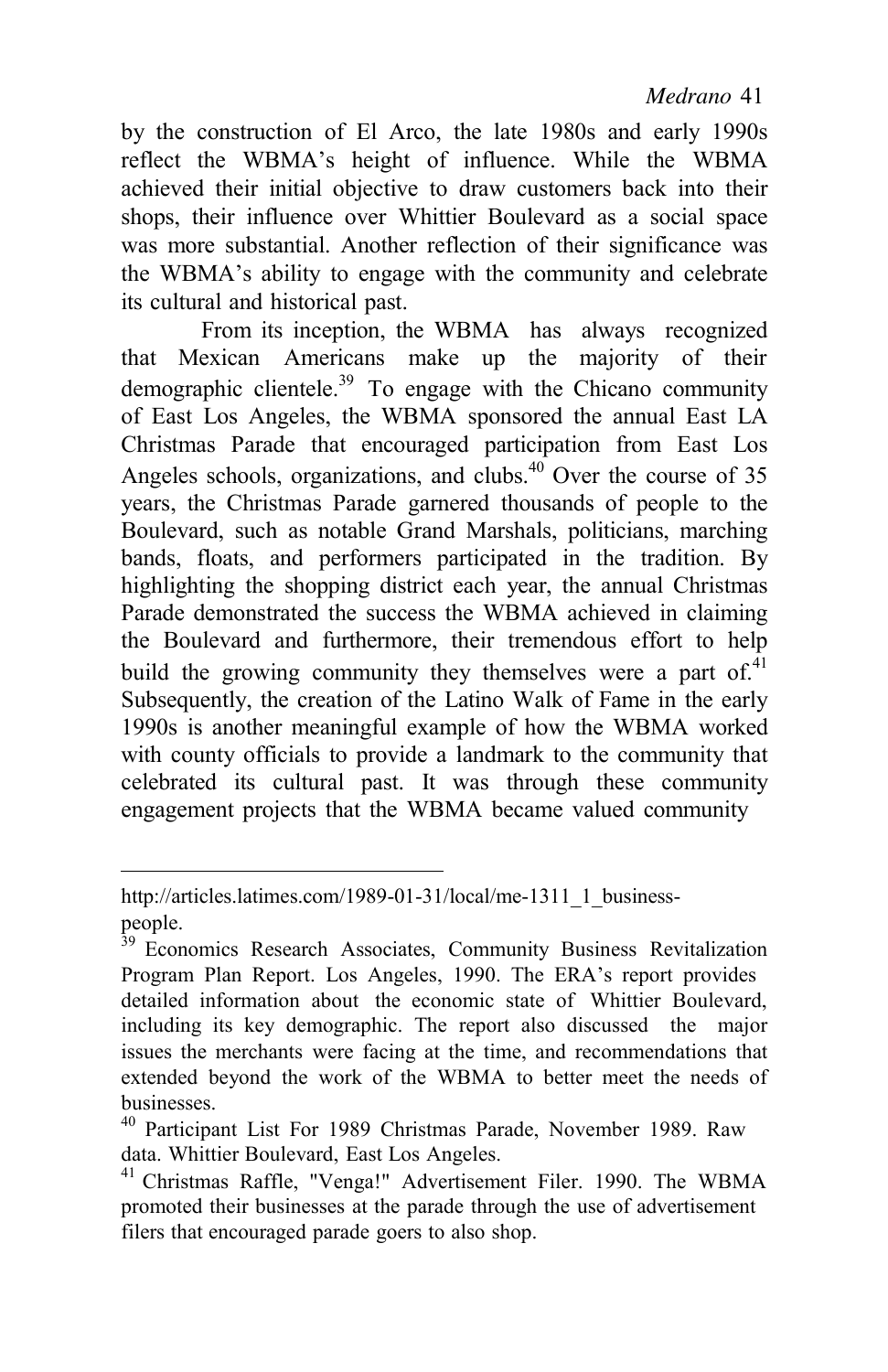by the construction of El Arco, the late 1980s and early 1990s reflect the WBMA's height of influence. While the WBMA achieved their initial objective to draw customers back into their shops, their influence over Whittier Boulevard as a social space was more substantial. Another reflection of their significance was the WBMA's ability to engage with the community and celebrate its cultural and historical past.

From its inception, the WBMA has always recognized that Mexican Americans make up the majority of their demographic clientele.[39] To engage with the Chicano community of East Los Angeles, the WBMA sponsored the annual East LA Christmas Parade that encouraged participation from East Los Angeles schools, organizations, and clubs.[40] Over the course of 35 years, the Christmas Parade garnered thousands of people to the Boulevard, such as notable Grand Marshals, politicians, marching bands, floats, and performers participated in the tradition. By highlighting the shopping district each year, the annual Christmas Parade demonstrated the success the WBMA achieved in claiming the Boulevard and furthermore, their tremendous effort to help build the growing community they themselves were a part of.[41] Subsequently, the creation of the Latino Walk of Fame in the early 1990s is another meaningful example of how the WBMA worked with county officials to provide a landmark to the community that celebrated its cultural past. It was through these community engagement projects that the WBMA became valued community

---

http://articles.latimes.com/1989-01-31/local/me-1311_1_business-people.

[39] Economics Research Associates, Community Business Revitalization Program Plan Report. Los Angeles, 1990. The ERA's report provides detailed information about the economic state of Whittier Boulevard, including its key demographic. The report also discussed the major issues the merchants were facing at the time, and recommendations that extended beyond the work of the WBMA to better meet the needs of businesses.

[40] Participant List For 1989 Christmas Parade, November 1989. Raw data. Whittier Boulevard, East Los Angeles.

[41] Christmas Raffle, "Venga!" Advertisement Filer. 1990. The WBMA promoted their businesses at the parade through the use of advertisement filers that encouraged parade goers to also shop.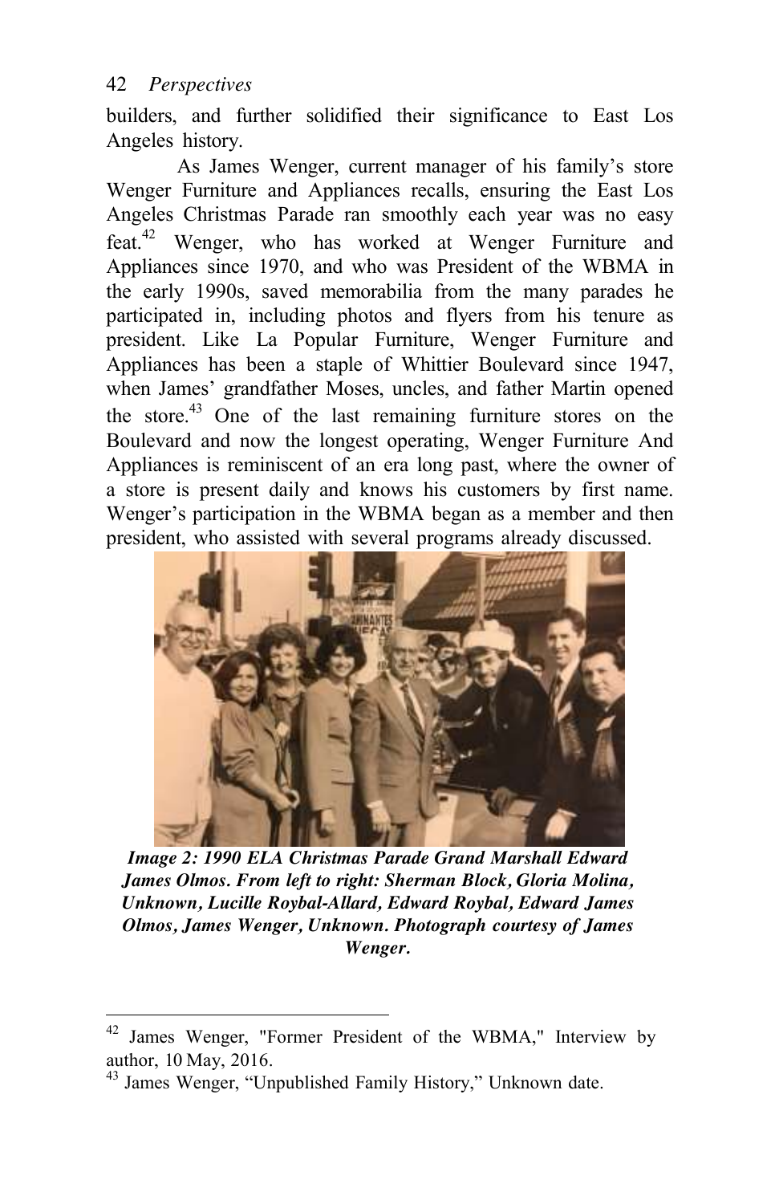builders, and further solidified their significance to East Los Angeles history.

As James Wenger, current manager of his family's store Wenger Furniture and Appliances recalls, ensuring the East Los Angeles Christmas Parade ran smoothly each year was no easy feat.[42] Wenger, who has worked at Wenger Furniture and Appliances since 1970, and who was President of the WBMA in the early 1990s, saved memorabilia from the many parades he participated in, including photos and flyers from his tenure as president. Like La Popular Furniture, Wenger Furniture and Appliances has been a staple of Whittier Boulevard since 1947, when James' grandfather Moses, uncles, and father Martin opened the store.[43] One of the last remaining furniture stores on the Boulevard and now the longest operating, Wenger Furniture And Appliances is reminiscent of an era long past, where the owner of a store is present daily and knows his customers by first name. Wenger's participation in the WBMA began as a member and then president, who assisted with several programs already discussed.

***Image 2: 1990 ELA Christmas Parade Grand Marshall Edward James Olmos. From left to right: Sherman Block, Gloria Molina, Unknown, Lucille Roybal-Allard, Edward Roybal, Edward James Olmos, James Wenger, Unknown. Photograph courtesy of James Wenger.***

[42] James Wenger, "Former President of the WBMA," Interview by author, 10 May, 2016.

[43] James Wenger, "Unpublished Family History," Unknown date.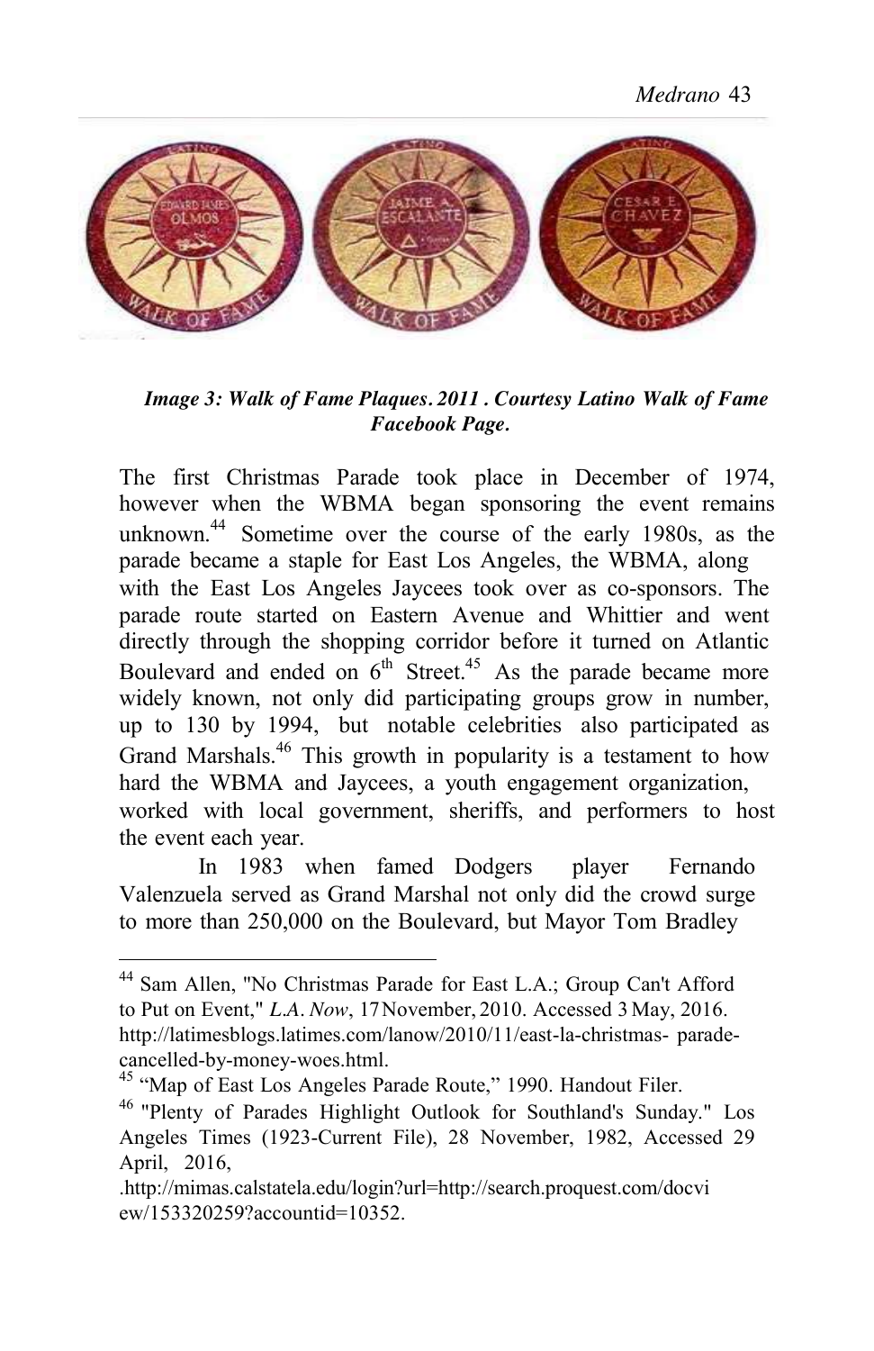*Image 3: Walk of Fame Plaques. 2011 . Courtesy Latino Walk of Fame Facebook Page.*

The first Christmas Parade took place in December of 1974, however when the WBMA began sponsoring the event remains unknown.[44] Sometime over the course of the early 1980s, as the parade became a staple for East Los Angeles, the WBMA, along with the East Los Angeles Jaycees took over as co-sponsors. The parade route started on Eastern Avenue and Whittier and went directly through the shopping corridor before it turned on Atlantic Boulevard and ended on 6th Street.[45] As the parade became more widely known, not only did participating groups grow in number, up to 130 by 1994, but notable celebrities also participated as Grand Marshals.[46] This growth in popularity is a testament to how hard the WBMA and Jaycees, a youth engagement organization, worked with local government, sheriffs, and performers to host the event each year.

In 1983 when famed Dodgers player Fernando Valenzuela served as Grand Marshal not only did the crowd surge to more than 250,000 on the Boulevard, but Mayor Tom Bradley

---

[44] Sam Allen, "No Christmas Parade for East L.A.; Group Can't Afford to Put on Event," *L.A. Now*, 17 November, 2010. Accessed 3 May, 2016. http://latimesblogs.latimes.com/lanow/2010/11/east-la-christmas- parade-cancelled-by-money-woes.html.

[45] "Map of East Los Angeles Parade Route," 1990. Handout Filer.

[46] "Plenty of Parades Highlight Outlook for Southland's Sunday." Los Angeles Times (1923-Current File), 28 November, 1982, Accessed 29 April, 2016, .http://mimas.calstatela.edu/login?url=http://search.proquest.com/docview/153320259?accountid=10352.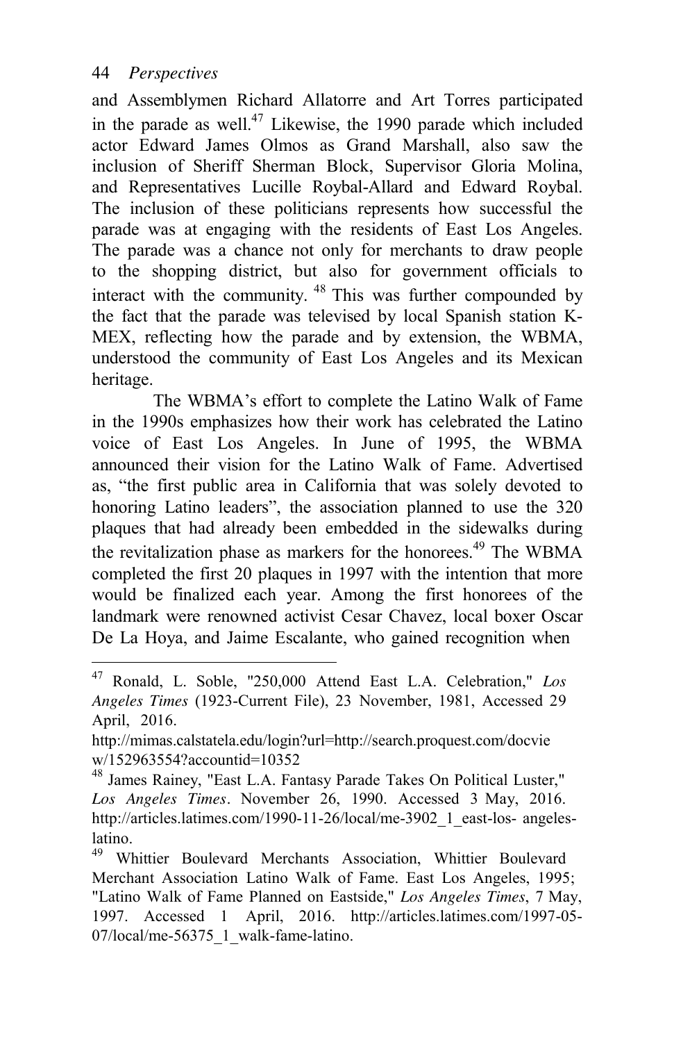and Assemblymen Richard Allatorre and Art Torres participated in the parade as well.[47] Likewise, the 1990 parade which included actor Edward James Olmos as Grand Marshall, also saw the inclusion of Sheriff Sherman Block, Supervisor Gloria Molina, and Representatives Lucille Roybal-Allard and Edward Roybal. The inclusion of these politicians represents how successful the parade was at engaging with the residents of East Los Angeles. The parade was a chance not only for merchants to draw people to the shopping district, but also for government officials to interact with the community. [48] This was further compounded by the fact that the parade was televised by local Spanish station K-MEX, reflecting how the parade and by extension, the WBMA, understood the community of East Los Angeles and its Mexican heritage.

The WBMA's effort to complete the Latino Walk of Fame in the 1990s emphasizes how their work has celebrated the Latino voice of East Los Angeles. In June of 1995, the WBMA announced their vision for the Latino Walk of Fame. Advertised as, "the first public area in California that was solely devoted to honoring Latino leaders", the association planned to use the 320 plaques that had already been embedded in the sidewalks during the revitalization phase as markers for the honorees.[49] The WBMA completed the first 20 plaques in 1997 with the intention that more would be finalized each year. Among the first honorees of the landmark were renowned activist Cesar Chavez, local boxer Oscar De La Hoya, and Jaime Escalante, who gained recognition when

---

[47] Ronald, L. Soble, "250,000 Attend East L.A. Celebration," *Los Angeles Times* (1923-Current File), 23 November, 1981, Accessed 29 April, 2016. http://mimas.calstatela.edu/login?url=http://search.proquest.com/docview/152963554?accountid=10352

[48] James Rainey, "East L.A. Fantasy Parade Takes On Political Luster," *Los Angeles Times*. November 26, 1990. Accessed 3 May, 2016. http://articles.latimes.com/1990-11-26/local/me-3902_1_east-los- angeles-latino.

[49] Whittier Boulevard Merchants Association, Whittier Boulevard Merchant Association Latino Walk of Fame. East Los Angeles, 1995; "Latino Walk of Fame Planned on Eastside," *Los Angeles Times*, 7 May, 1997. Accessed 1 April, 2016. http://articles.latimes.com/1997-05-07/local/me-56375_1_walk-fame-latino.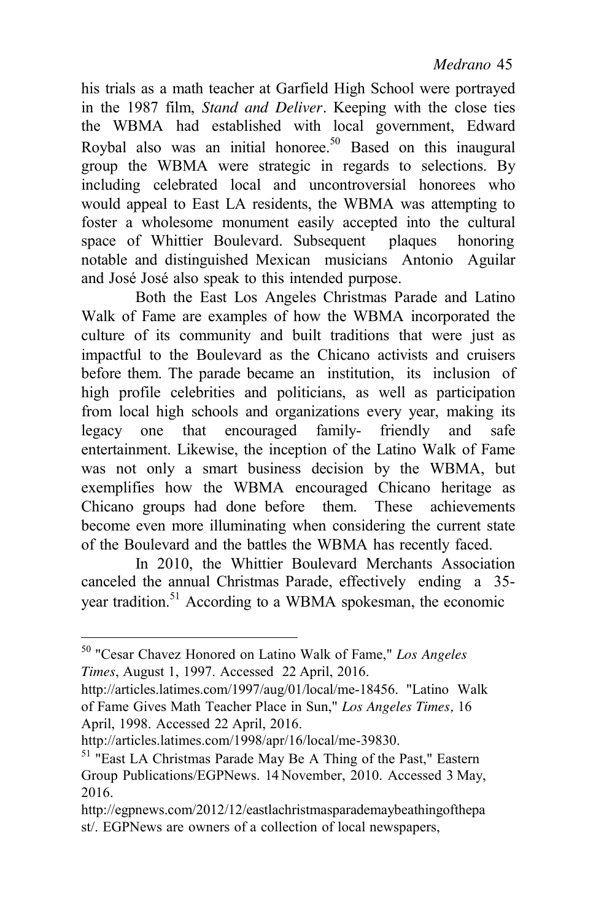his trials as a math teacher at Garfield High School were portrayed in the 1987 film, *Stand and Deliver*. Keeping with the close ties the WBMA had established with local government, Edward Roybal also was an initial honoree.[50] Based on this inaugural group the WBMA were strategic in regards to selections. By including celebrated local and uncontroversial honorees who would appeal to East LA residents, the WBMA was attempting to foster a wholesome monument easily accepted into the cultural space of Whittier Boulevard. Subsequent plaques honoring notable and distinguished Mexican musicians Antonio Aguilar and José José also speak to this intended purpose.

Both the East Los Angeles Christmas Parade and Latino Walk of Fame are examples of how the WBMA incorporated the culture of its community and built traditions that were just as impactful to the Boulevard as the Chicano activists and cruisers before them. The parade became an institution, its inclusion of high profile celebrities and politicians, as well as participation from local high schools and organizations every year, making its legacy one that encouraged family- friendly and safe entertainment. Likewise, the inception of the Latino Walk of Fame was not only a smart business decision by the WBMA, but exemplifies how the WBMA encouraged Chicano heritage as Chicano groups had done before them. These achievements become even more illuminating when considering the current state of the Boulevard and the battles the WBMA has recently faced.

In 2010, the Whittier Boulevard Merchants Association canceled the annual Christmas Parade, effectively ending a 35-year tradition.[51] According to a WBMA spokesman, the economic

---

[50] "Cesar Chavez Honored on Latino Walk of Fame," *Los Angeles Times*, August 1, 1997. Accessed 22 April, 2016. http://articles.latimes.com/1997/aug/01/local/me-18456. "Latino Walk of Fame Gives Math Teacher Place in Sun," *Los Angeles Times,* 16 April, 1998. Accessed 22 April, 2016. http://articles.latimes.com/1998/apr/16/local/me-39830.

[51] "East LA Christmas Parade May Be A Thing of the Past," Eastern Group Publications/EGPNews. 14 November, 2010. Accessed 3 May, 2016. http://egpnews.com/2012/12/eastlachristmasparademaybeathingofthepast/. EGPNews are owners of a collection of local newspapers,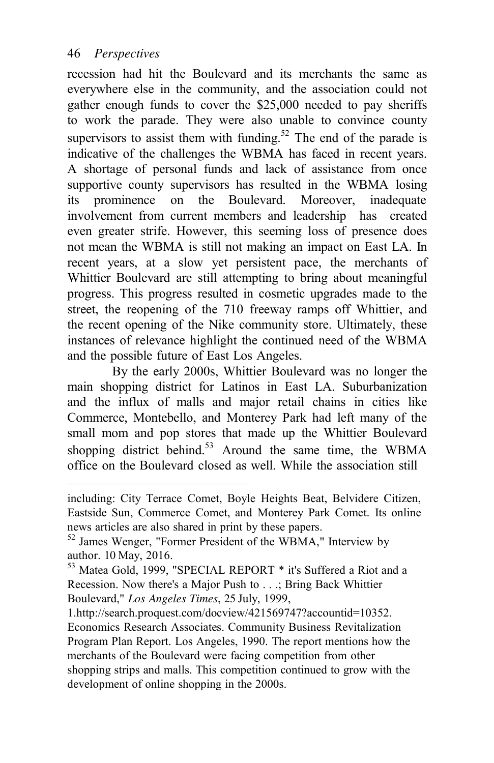recession had hit the Boulevard and its merchants the same as everywhere else in the community, and the association could not gather enough funds to cover the $25,000 needed to pay sheriffs to work the parade. They were also unable to convince county supervisors to assist them with funding.[52] The end of the parade is indicative of the challenges the WBMA has faced in recent years. A shortage of personal funds and lack of assistance from once supportive county supervisors has resulted in the WBMA losing its prominence on the Boulevard. Moreover, inadequate involvement from current members and leadership has created even greater strife. However, this seeming loss of presence does not mean the WBMA is still not making an impact on East LA. In recent years, at a slow yet persistent pace, the merchants of Whittier Boulevard are still attempting to bring about meaningful progress. This progress resulted in cosmetic upgrades made to the street, the reopening of the 710 freeway ramps off Whittier, and the recent opening of the Nike community store. Ultimately, these instances of relevance highlight the continued need of the WBMA and the possible future of East Los Angeles.

By the early 2000s, Whittier Boulevard was no longer the main shopping district for Latinos in East LA. Suburbanization and the influx of malls and major retail chains in cities like Commerce, Montebello, and Monterey Park had left many of the small mom and pop stores that made up the Whittier Boulevard shopping district behind.[53] Around the same time, the WBMA office on the Boulevard closed as well. While the association still

---

including: City Terrace Comet, Boyle Heights Beat, Belvidere Citizen, Eastside Sun, Commerce Comet, and Monterey Park Comet. Its online news articles are also shared in print by these papers.

[52] James Wenger, "Former President of the WBMA," Interview by author. 10 May, 2016.

[53] Matea Gold, 1999, "SPECIAL REPORT * it's Suffered a Riot and a Recession. Now there's a Major Push to . . .; Bring Back Whittier Boulevard," *Los Angeles Times*, 25 July, 1999, 1.http://search.proquest.com/docview/421569747?accountid=10352. Economics Research Associates. Community Business Revitalization Program Plan Report. Los Angeles, 1990. The report mentions how the merchants of the Boulevard were facing competition from other shopping strips and malls. This competition continued to grow with the development of online shopping in the 2000s.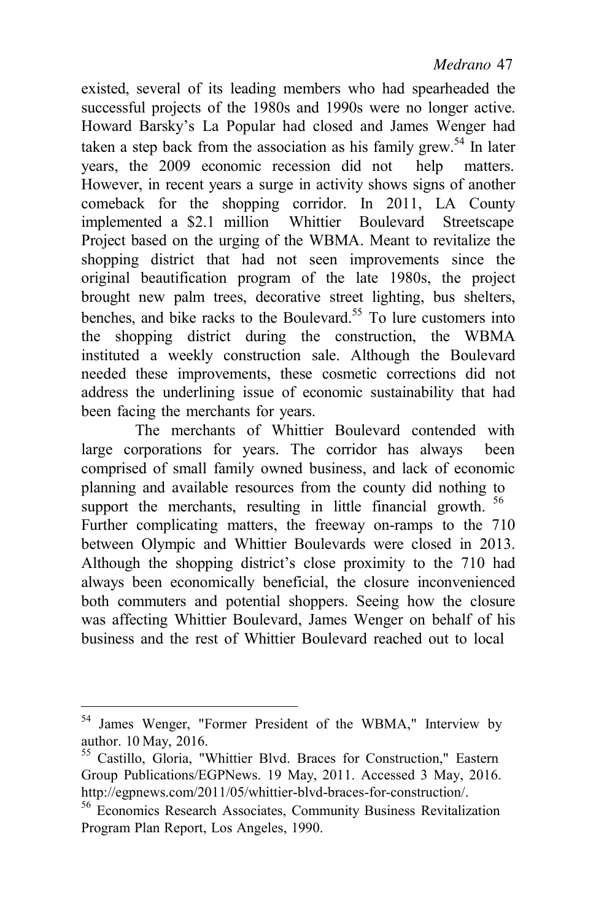existed, several of its leading members who had spearheaded the successful projects of the 1980s and 1990s were no longer active. Howard Barsky's La Popular had closed and James Wenger had taken a step back from the association as his family grew.[54] In later years, the 2009 economic recession did not help matters. However, in recent years a surge in activity shows signs of another comeback for the shopping corridor. In 2011, LA County implemented a $2.1 million Whittier Boulevard Streetscape Project based on the urging of the WBMA. Meant to revitalize the shopping district that had not seen improvements since the original beautification program of the late 1980s, the project brought new palm trees, decorative street lighting, bus shelters, benches, and bike racks to the Boulevard.[55] To lure customers into the shopping district during the construction, the WBMA instituted a weekly construction sale. Although the Boulevard needed these improvements, these cosmetic corrections did not address the underlining issue of economic sustainability that had been facing the merchants for years.

The merchants of Whittier Boulevard contended with large corporations for years. The corridor has always been comprised of small family owned business, and lack of economic planning and available resources from the county did nothing to support the merchants, resulting in little financial growth.[56] Further complicating matters, the freeway on-ramps to the 710 between Olympic and Whittier Boulevards were closed in 2013. Although the shopping district's close proximity to the 710 had always been economically beneficial, the closure inconvenienced both commuters and potential shoppers. Seeing how the closure was affecting Whittier Boulevard, James Wenger on behalf of his business and the rest of Whittier Boulevard reached out to local

---

[54] James Wenger, "Former President of the WBMA," Interview by author. 10 May, 2016.

[55] Castillo, Gloria, "Whittier Blvd. Braces for Construction," Eastern Group Publications/EGPNews. 19 May, 2011. Accessed 3 May, 2016. http://egpnews.com/2011/05/whittier-blvd-braces-for-construction/.

[56] Economics Research Associates, Community Business Revitalization Program Plan Report, Los Angeles, 1990.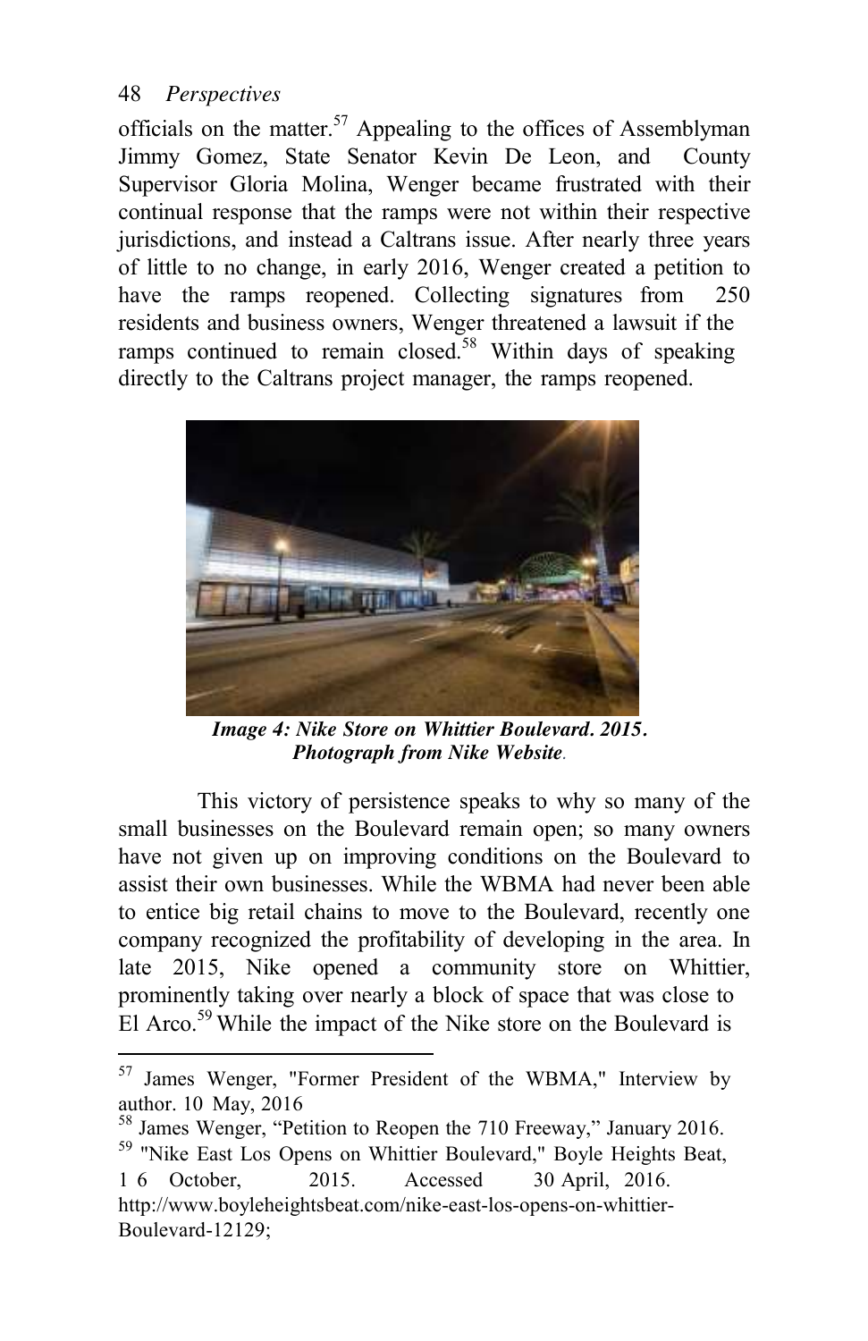officials on the matter.[57] Appealing to the offices of Assemblyman Jimmy Gomez, State Senator Kevin De Leon, and County Supervisor Gloria Molina, Wenger became frustrated with their continual response that the ramps were not within their respective jurisdictions, and instead a Caltrans issue. After nearly three years of little to no change, in early 2016, Wenger created a petition to have the ramps reopened. Collecting signatures from 250 residents and business owners, Wenger threatened a lawsuit if the ramps continued to remain closed.[58] Within days of speaking directly to the Caltrans project manager, the ramps reopened.

***Image 4: Nike Store on Whittier Boulevard. 2015. Photograph from Nike Website.***

This victory of persistence speaks to why so many of the small businesses on the Boulevard remain open; so many owners have not given up on improving conditions on the Boulevard to assist their own businesses. While the WBMA had never been able to entice big retail chains to move to the Boulevard, recently one company recognized the profitability of developing in the area. In late 2015, Nike opened a community store on Whittier, prominently taking over nearly a block of space that was close to El Arco.[59] While the impact of the Nike store on the Boulevard is

---

[57] James Wenger, "Former President of the WBMA," Interview by author. 10 May, 2016

[58] James Wenger, "Petition to Reopen the 710 Freeway," January 2016.

[59] "Nike East Los Opens on Whittier Boulevard," Boyle Heights Beat, 16 October, 2015. Accessed 30 April, 2016. http://www.boyleheightsbeat.com/nike-east-los-opens-on-whittier-Boulevard-12129;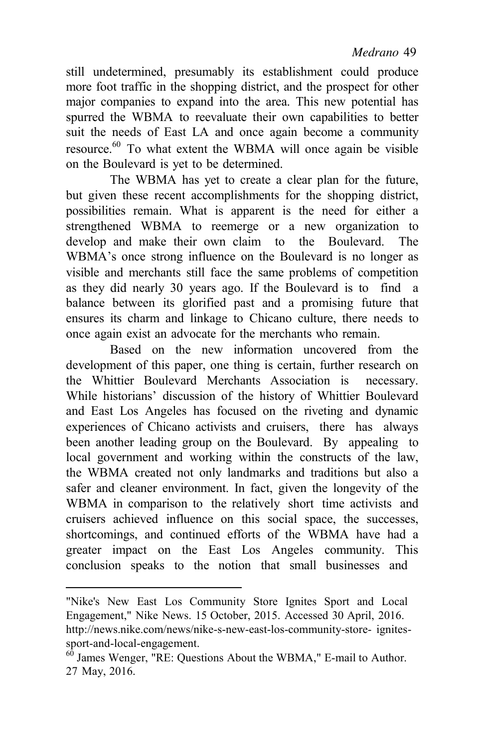still undetermined, presumably its establishment could produce more foot traffic in the shopping district, and the prospect for other major companies to expand into the area. This new potential has spurred the WBMA to reevaluate their own capabilities to better suit the needs of East LA and once again become a community resource.[60] To what extent the WBMA will once again be visible on the Boulevard is yet to be determined.

The WBMA has yet to create a clear plan for the future, but given these recent accomplishments for the shopping district, possibilities remain. What is apparent is the need for either a strengthened WBMA to reemerge or a new organization to develop and make their own claim to the Boulevard. The WBMA's once strong influence on the Boulevard is no longer as visible and merchants still face the same problems of competition as they did nearly 30 years ago. If the Boulevard is to find a balance between its glorified past and a promising future that ensures its charm and linkage to Chicano culture, there needs to once again exist an advocate for the merchants who remain.

Based on the new information uncovered from the development of this paper, one thing is certain, further research on the Whittier Boulevard Merchants Association is necessary. While historians' discussion of the history of Whittier Boulevard and East Los Angeles has focused on the riveting and dynamic experiences of Chicano activists and cruisers, there has always been another leading group on the Boulevard. By appealing to local government and working within the constructs of the law, the WBMA created not only landmarks and traditions but also a safer and cleaner environment. In fact, given the longevity of the WBMA in comparison to the relatively short time activists and cruisers achieved influence on this social space, the successes, shortcomings, and continued efforts of the WBMA have had a greater impact on the East Los Angeles community. This conclusion speaks to the notion that small businesses and

---

"Nike's New East Los Community Store Ignites Sport and Local Engagement," Nike News. 15 October, 2015. Accessed 30 April, 2016. http://news.nike.com/news/nike-s-new-east-los-community-store- ignites-sport-and-local-engagement.

[60] James Wenger, "RE: Questions About the WBMA," E-mail to Author. 27 May, 2016.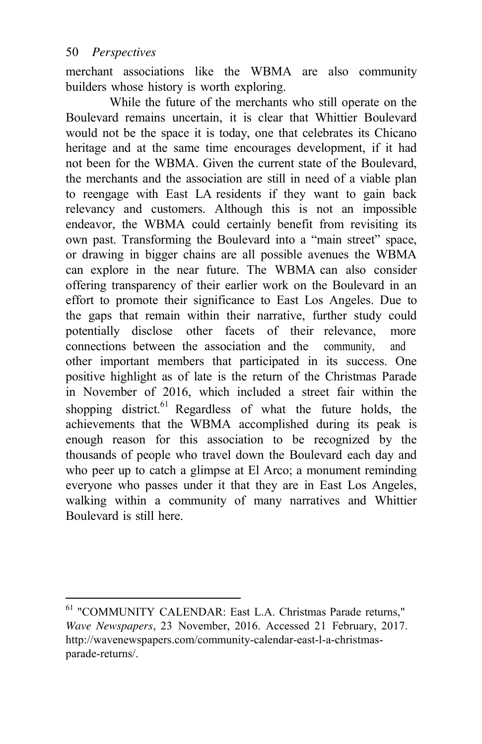merchant associations like the WBMA are also community builders whose history is worth exploring.

While the future of the merchants who still operate on the Boulevard remains uncertain, it is clear that Whittier Boulevard would not be the space it is today, one that celebrates its Chicano heritage and at the same time encourages development, if it had not been for the WBMA. Given the current state of the Boulevard, the merchants and the association are still in need of a viable plan to reengage with East LA residents if they want to gain back relevancy and customers. Although this is not an impossible endeavor, the WBMA could certainly benefit from revisiting its own past. Transforming the Boulevard into a "main street" space, or drawing in bigger chains are all possible avenues the WBMA can explore in the near future. The WBMA can also consider offering transparency of their earlier work on the Boulevard in an effort to promote their significance to East Los Angeles. Due to the gaps that remain within their narrative, further study could potentially disclose other facets of their relevance, more connections between the association and the community, and other important members that participated in its success. One positive highlight as of late is the return of the Christmas Parade in November of 2016, which included a street fair within the shopping district.[61] Regardless of what the future holds, the achievements that the WBMA accomplished during its peak is enough reason for this association to be recognized by the thousands of people who travel down the Boulevard each day and who peer up to catch a glimpse at El Arco; a monument reminding everyone who passes under it that they are in East Los Angeles, walking within a community of many narratives and Whittier Boulevard is still here.

---

[61] "COMMUNITY CALENDAR: East L.A. Christmas Parade returns," *Wave Newspapers*, 23 November, 2016. Accessed 21 February, 2017. http://wavenewspapers.com/community-calendar-east-l-a-christmas-parade-returns/.